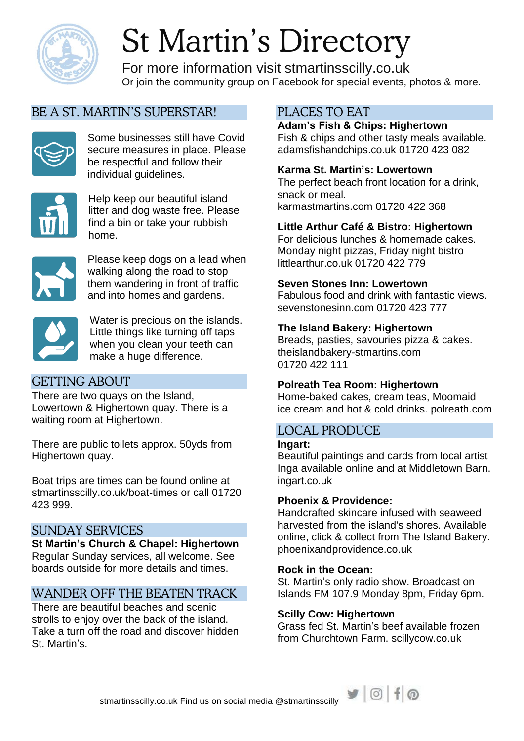# St Martin's Directory

For more information visit stmartinsscilly.co.uk

Or join the community group on Facebook for special events, photos & more.

## BE A ST. MARTIN'S SUPERSTAR!

Some businesses still have Covid secure measures in place. Please be respectful and follow their individual guidelines.

Help keep our beautiful island litter and dog waste free. Please find a bin or take your rubbish home.

Please keep dogs on a lead when walking along the road to stop them wandering in front of traffic and into homes and gardens.

Water is precious on the islands. Little things like turning off taps when you clean your teeth can make a huge difference.

## GETTING ABOUT

There are two quays on the Island, Lowertown & Highertown quay. There is a waiting room at Highertown.

There are public toilets approx. 50yds from Highertown quay.

Boat trips are times can be found online at stmartinsscilly.co.uk/boat-times or call 01720 423 999.

## SUNDAY SERVICES

**St Martin's Church & Chapel: Highertown**
Regular Sunday services, all welcome. See boards outside for more details and times.

## WANDER OFF THE BEATEN TRACK

There are beautiful beaches and scenic strolls to enjoy over the back of the island. Take a turn off the road and discover hidden St. Martin's.

## PLACES TO EAT

**Adam's Fish & Chips: Highertown**
Fish & chips and other tasty meals available.
adamsfishandchips.co.uk 01720 423 082

**Karma St. Martin's: Lowertown**
The perfect beach front location for a drink, snack or meal.
karmastmartins.com 01720 422 368

**Little Arthur Café & Bistro: Highertown**
For delicious lunches & homemade cakes.
Monday night pizzas, Friday night bistro
littlearthur.co.uk 01720 422 779

**Seven Stones Inn: Lowertown**
Fabulous food and drink with fantastic views.
sevenstonesinn.com 01720 423 777

**The Island Bakery: Highertown**
Breads, pasties, savouries pizza & cakes.
theislandbakery-stmartins.com
01720 422 111

**Polreath Tea Room: Highertown**
Home-baked cakes, cream teas, Moomaid ice cream and hot & cold drinks. polreath.com

## LOCAL PRODUCE

**Ingart:**
Beautiful paintings and cards from local artist Inga available online and at Middletown Barn.
ingart.co.uk

**Phoenix & Providence:**
Handcrafted skincare infused with seaweed harvested from the island's shores. Available online, click & collect from The Island Bakery.
phoenixandprovidence.co.uk

**Rock in the Ocean:**
St. Martin's only radio show. Broadcast on Islands FM 107.9 Monday 8pm, Friday 6pm.

**Scilly Cow: Highertown**
Grass fed St. Martin's beef available frozen from Churchtown Farm. scillycow.co.uk

stmartinsscilly.co.uk Find us on social media @stmartinsscilly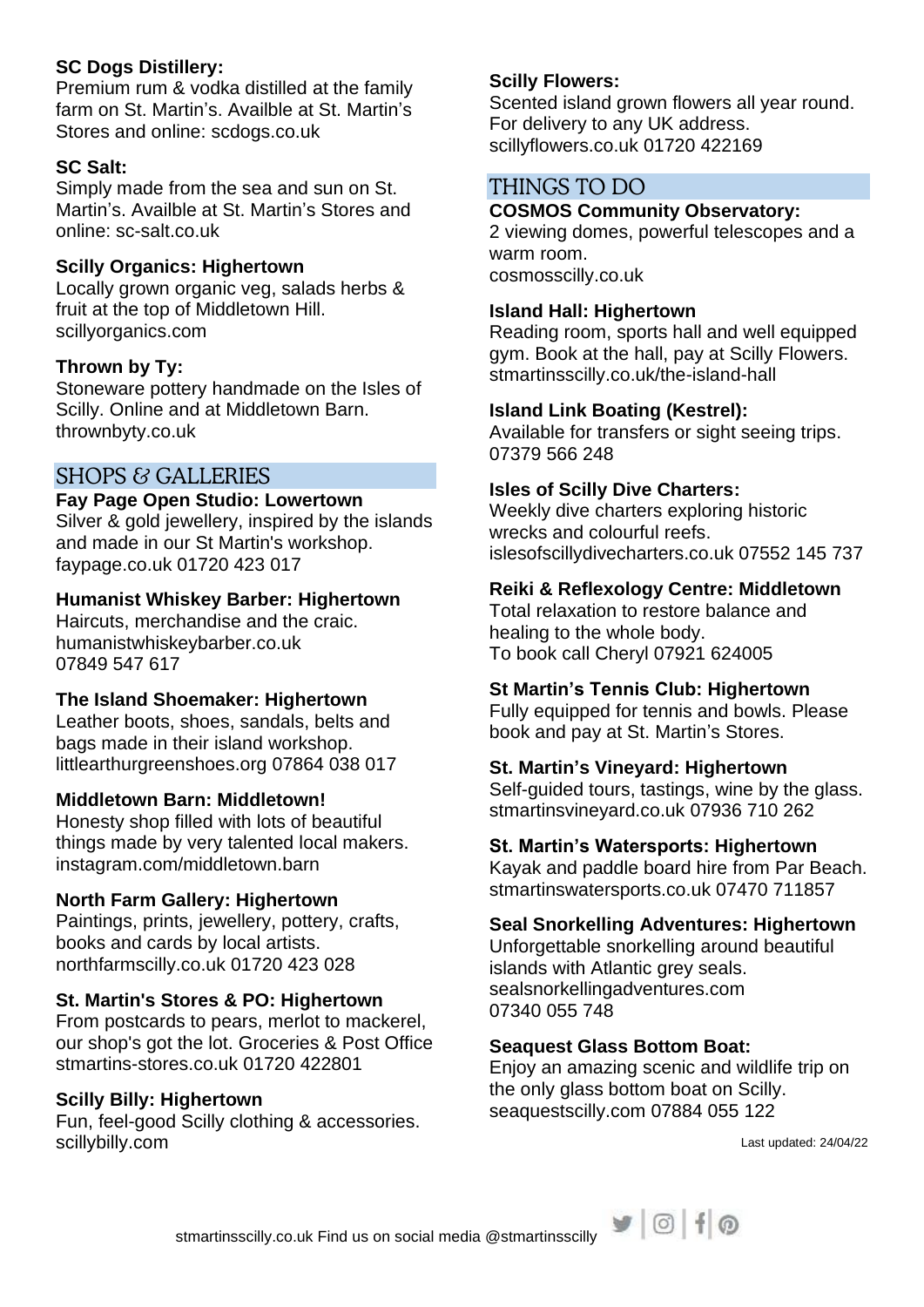**SC Dogs Distillery:**
Premium rum & vodka distilled at the family farm on St. Martin's. Availble at St. Martin's Stores and online: scdogs.co.uk

**SC Salt:**
Simply made from the sea and sun on St. Martin's. Availble at St. Martin's Stores and online: sc-salt.co.uk

**Scilly Organics: Highertown**
Locally grown organic veg, salads herbs & fruit at the top of Middletown Hill. scillyorganics.com

**Thrown by Ty:**
Stoneware pottery handmade on the Isles of Scilly. Online and at Middletown Barn. thrownbyty.co.uk

## SHOPS & GALLERIES

**Fay Page Open Studio: Lowertown**
Silver & gold jewellery, inspired by the islands and made in our St Martin's workshop. faypage.co.uk 01720 423 017

**Humanist Whiskey Barber: Highertown**
Haircuts, merchandise and the craic. humanistwhiskeybarber.co.uk 07849 547 617

**The Island Shoemaker: Highertown**
Leather boots, shoes, sandals, belts and bags made in their island workshop. littlearthurgreenshoes.org 07864 038 017

**Middletown Barn: Middletown!**
Honesty shop filled with lots of beautiful things made by very talented local makers. instagram.com/middletown.barn

**North Farm Gallery: Highertown**
Paintings, prints, jewellery, pottery, crafts, books and cards by local artists. northfarmscilly.co.uk 01720 423 028

**St. Martin's Stores & PO: Highertown**
From postcards to pears, merlot to mackerel, our shop's got the lot. Groceries & Post Office stmartins-stores.co.uk 01720 422801

**Scilly Billy: Highertown**
Fun, feel-good Scilly clothing & accessories. scillybilly.com

**Scilly Flowers:**
Scented island grown flowers all year round. For delivery to any UK address. scillyflowers.co.uk 01720 422169

## THINGS TO DO

**COSMOS Community Observatory:**
2 viewing domes, powerful telescopes and a warm room.
cosmosscilly.co.uk

**Island Hall: Highertown**
Reading room, sports hall and well equipped gym. Book at the hall, pay at Scilly Flowers. stmartinsscilly.co.uk/the-island-hall

**Island Link Boating (Kestrel):**
Available for transfers or sight seeing trips. 07379 566 248

**Isles of Scilly Dive Charters:**
Weekly dive charters exploring historic wrecks and colourful reefs. islesofscillydivecharters.co.uk 07552 145 737

**Reiki & Reflexology Centre: Middletown**
Total relaxation to restore balance and healing to the whole body.
To book call Cheryl 07921 624005

**St Martin's Tennis Club: Highertown**
Fully equipped for tennis and bowls. Please book and pay at St. Martin's Stores.

**St. Martin's Vineyard: Highertown**
Self-guided tours, tastings, wine by the glass. stmartinsvineyard.co.uk 07936 710 262

**St. Martin's Watersports: Highertown**
Kayak and paddle board hire from Par Beach. stmartinswatersports.co.uk 07470 711857

**Seal Snorkelling Adventures: Highertown**
Unforgettable snorkelling around beautiful islands with Atlantic grey seals. sealsnorkellingadventures.com 07340 055 748

**Seaquest Glass Bottom Boat:**
Enjoy an amazing scenic and wildlife trip on the only glass bottom boat on Scilly. seaquestscilly.com 07884 055 122

Last updated: 24/04/22

stmartinsscilly.co.uk Find us on social media @stmartinsscilly